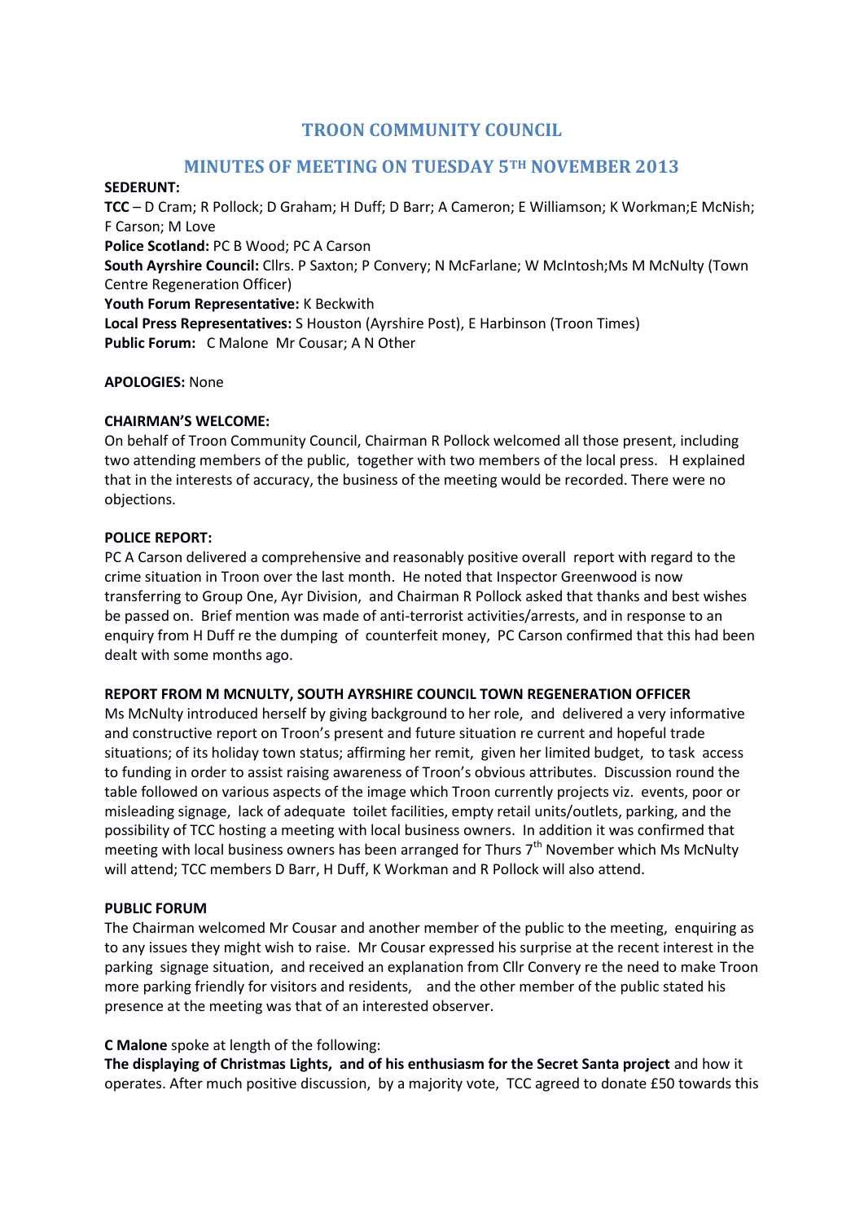# TROON COMMUNITY COUNCIL

## MINUTES OF MEETING ON TUESDAY 5TH NOVEMBER 2013

**SEDERUNT:**
**TCC** – D Cram; R Pollock; D Graham; H Duff; D Barr; A Cameron; E Williamson; K Workman;E McNish; F Carson; M Love
**Police Scotland:** PC B Wood; PC A Carson
**South Ayrshire Council:** Cllrs. P Saxton; P Convery; N McFarlane; W McIntosh;Ms M McNulty (Town Centre Regeneration Officer)
**Youth Forum Representative:** K Beckwith
**Local Press Representatives:** S Houston (Ayrshire Post), E Harbinson (Troon Times)
**Public Forum:** C Malone Mr Cousar; A N Other

**APOLOGIES:** None

**CHAIRMAN'S WELCOME:**
On behalf of Troon Community Council, Chairman R Pollock welcomed all those present, including two attending members of the public, together with two members of the local press. H explained that in the interests of accuracy, the business of the meeting would be recorded. There were no objections.

**POLICE REPORT:**
PC A Carson delivered a comprehensive and reasonably positive overall report with regard to the crime situation in Troon over the last month. He noted that Inspector Greenwood is now transferring to Group One, Ayr Division, and Chairman R Pollock asked that thanks and best wishes be passed on. Brief mention was made of anti-terrorist activities/arrests, and in response to an enquiry from H Duff re the dumping of counterfeit money, PC Carson confirmed that this had been dealt with some months ago.

**REPORT FROM M MCNULTY, SOUTH AYRSHIRE COUNCIL TOWN REGENERATION OFFICER**
Ms McNulty introduced herself by giving background to her role, and delivered a very informative and constructive report on Troon's present and future situation re current and hopeful trade situations; of its holiday town status; affirming her remit, given her limited budget, to task access to funding in order to assist raising awareness of Troon's obvious attributes. Discussion round the table followed on various aspects of the image which Troon currently projects viz. events, poor or misleading signage, lack of adequate toilet facilities, empty retail units/outlets, parking, and the possibility of TCC hosting a meeting with local business owners. In addition it was confirmed that meeting with local business owners has been arranged for Thurs 7th November which Ms McNulty will attend; TCC members D Barr, H Duff, K Workman and R Pollock will also attend.

**PUBLIC FORUM**
The Chairman welcomed Mr Cousar and another member of the public to the meeting, enquiring as to any issues they might wish to raise. Mr Cousar expressed his surprise at the recent interest in the parking signage situation, and received an explanation from Cllr Convery re the need to make Troon more parking friendly for visitors and residents, and the other member of the public stated his presence at the meeting was that of an interested observer.

**C Malone** spoke at length of the following:
**The displaying of Christmas Lights, and of his enthusiasm for the Secret Santa project** and how it operates. After much positive discussion, by a majority vote, TCC agreed to donate £50 towards this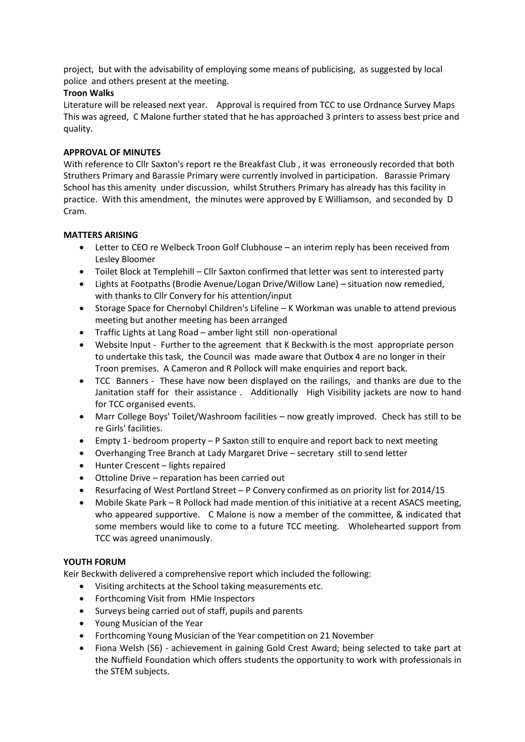project, but with the advisability of employing some means of publicising, as suggested by local police and others present at the meeting.

**Troon Walks**

Literature will be released next year. Approval is required from TCC to use Ordnance Survey Maps This was agreed, C Malone further stated that he has approached 3 printers to assess best price and quality.

**APPROVAL OF MINUTES**

With reference to Cllr Saxton's report re the Breakfast Club , it was erroneously recorded that both Struthers Primary and Barassie Primary were currently involved in participation. Barassie Primary School has this amenity under discussion, whilst Struthers Primary has already has this facility in practice. With this amendment, the minutes were approved by E Williamson, and seconded by D Cram.

**MATTERS ARISING**

- Letter to CEO re Welbeck Troon Golf Clubhouse – an interim reply has been received from Lesley Bloomer
- Toilet Block at Templehill – Cllr Saxton confirmed that letter was sent to interested party
- Lights at Footpaths (Brodie Avenue/Logan Drive/Willow Lane) – situation now remedied, with thanks to Cllr Convery for his attention/input
- Storage Space for Chernobyl Children's Lifeline – K Workman was unable to attend previous meeting but another meeting has been arranged
- Traffic Lights at Lang Road – amber light still non-operational
- Website Input - Further to the agreement that K Beckwith is the most appropriate person to undertake this task, the Council was made aware that Outbox 4 are no longer in their Troon premises. A Cameron and R Pollock will make enquiries and report back.
- TCC Banners - These have now been displayed on the railings, and thanks are due to the Janitation staff for their assistance . Additionally High Visibility jackets are now to hand for TCC organised events.
- Marr College Boys' Toilet/Washroom facilities – now greatly improved. Check has still to be re Girls' facilities.
- Empty 1- bedroom property – P Saxton still to enquire and report back to next meeting
- Overhanging Tree Branch at Lady Margaret Drive – secretary still to send letter
- Hunter Crescent – lights repaired
- Ottoline Drive – reparation has been carried out
- Resurfacing of West Portland Street – P Convery confirmed as on priority list for 2014/15
- Mobile Skate Park – R Pollock had made mention of this initiative at a recent ASACS meeting, who appeared supportive. C Malone is now a member of the committee, & indicated that some members would like to come to a future TCC meeting. Wholehearted support from TCC was agreed unanimously.

**YOUTH FORUM**

Keir Beckwith delivered a comprehensive report which included the following:

- Visiting architects at the School taking measurements etc.
- Forthcoming Visit from HMie Inspectors
- Surveys being carried out of staff, pupils and parents
- Young Musician of the Year
- Forthcoming Young Musician of the Year competition on 21 November
- Fiona Welsh (S6) - achievement in gaining Gold Crest Award; being selected to take part at the Nuffield Foundation which offers students the opportunity to work with professionals in the STEM subjects.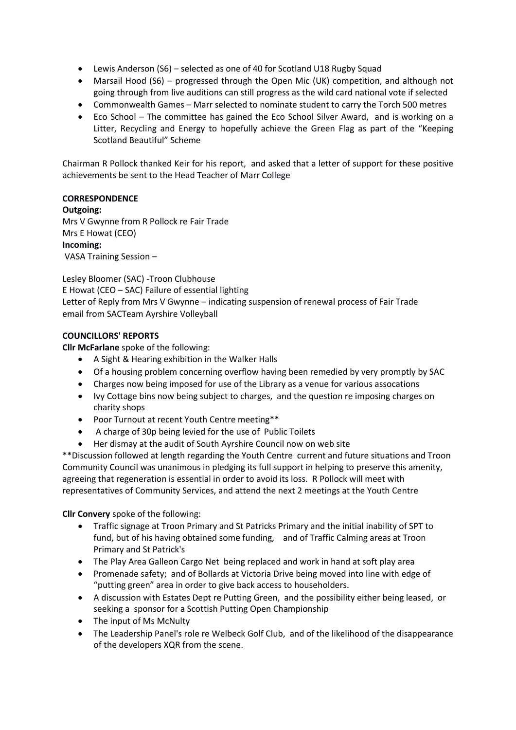- Lewis Anderson (S6) – selected as one of 40 for Scotland U18 Rugby Squad
- Marsail Hood (S6) – progressed through the Open Mic (UK) competition, and although not going through from live auditions can still progress as the wild card national vote if selected
- Commonwealth Games – Marr selected to nominate student to carry the Torch 500 metres
- Eco School – The committee has gained the Eco School Silver Award, and is working on a Litter, Recycling and Energy to hopefully achieve the Green Flag as part of the "Keeping Scotland Beautiful" Scheme

Chairman R Pollock thanked Keir for his report, and asked that a letter of support for these positive achievements be sent to the Head Teacher of Marr College

**CORRESPONDENCE**

**Outgoing:**
Mrs V Gwynne from R Pollock re Fair Trade
Mrs E Howat (CEO)

**Incoming:**
VASA Training Session –

Lesley Bloomer (SAC) -Troon Clubhouse
E Howat (CEO – SAC) Failure of essential lighting
Letter of Reply from Mrs V Gwynne – indicating suspension of renewal process of Fair Trade
email from SACTeam Ayrshire Volleyball

**COUNCILLORS' REPORTS**

**Cllr McFarlane** spoke of the following:

- A Sight & Hearing exhibition in the Walker Halls
- Of a housing problem concerning overflow having been remedied by very promptly by SAC
- Charges now being imposed for use of the Library as a venue for various assocations
- Ivy Cottage bins now being subject to charges, and the question re imposing charges on charity shops
- Poor Turnout at recent Youth Centre meeting**
- A charge of 30p being levied for the use of Public Toilets
- Her dismay at the audit of South Ayrshire Council now on web site

**Discussion followed at length regarding the Youth Centre current and future situations and Troon Community Council was unanimous in pledging its full support in helping to preserve this amenity, agreeing that regeneration is essential in order to avoid its loss. R Pollock will meet with representatives of Community Services, and attend the next 2 meetings at the Youth Centre

**Cllr Convery** spoke of the following:

- Traffic signage at Troon Primary and St Patricks Primary and the initial inability of SPT to fund, but of his having obtained some funding, and of Traffic Calming areas at Troon Primary and St Patrick's
- The Play Area Galleon Cargo Net being replaced and work in hand at soft play area
- Promenade safety; and of Bollards at Victoria Drive being moved into line with edge of "putting green" area in order to give back access to householders.
- A discussion with Estates Dept re Putting Green, and the possibility either being leased, or seeking a sponsor for a Scottish Putting Open Championship
- The input of Ms McNulty
- The Leadership Panel's role re Welbeck Golf Club, and of the likelihood of the disappearance of the developers XQR from the scene.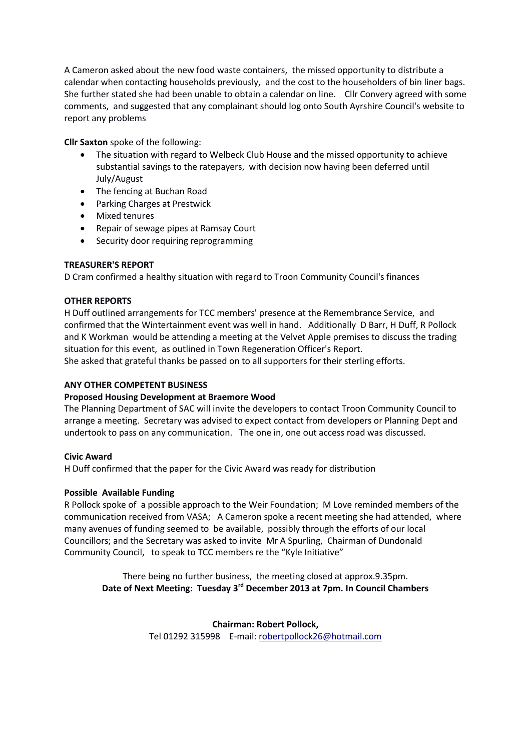A Cameron asked about the new food waste containers, the missed opportunity to distribute a calendar when contacting households previously, and the cost to the householders of bin liner bags. She further stated she had been unable to obtain a calendar on line. Cllr Convery agreed with some comments, and suggested that any complainant should log onto South Ayrshire Council's website to report any problems

**Cllr Saxton** spoke of the following:

- The situation with regard to Welbeck Club House and the missed opportunity to achieve substantial savings to the ratepayers, with decision now having been deferred until July/August
- The fencing at Buchan Road
- Parking Charges at Prestwick
- Mixed tenures
- Repair of sewage pipes at Ramsay Court
- Security door requiring reprogramming

**TREASURER'S REPORT**

D Cram confirmed a healthy situation with regard to Troon Community Council's finances

**OTHER REPORTS**

H Duff outlined arrangements for TCC members' presence at the Remembrance Service, and confirmed that the Wintertainment event was well in hand. Additionally D Barr, H Duff, R Pollock and K Workman would be attending a meeting at the Velvet Apple premises to discuss the trading situation for this event, as outlined in Town Regeneration Officer's Report.
She asked that grateful thanks be passed on to all supporters for their sterling efforts.

**ANY OTHER COMPETENT BUSINESS**

**Proposed Housing Development at Braemore Wood**

The Planning Department of SAC will invite the developers to contact Troon Community Council to arrange a meeting. Secretary was advised to expect contact from developers or Planning Dept and undertook to pass on any communication. The one in, one out access road was discussed.

**Civic Award**

H Duff confirmed that the paper for the Civic Award was ready for distribution

**Possible Available Funding**

R Pollock spoke of a possible approach to the Weir Foundation; M Love reminded members of the communication received from VASA; A Cameron spoke a recent meeting she had attended, where many avenues of funding seemed to be available, possibly through the efforts of our local Councillors; and the Secretary was asked to invite Mr A Spurling, Chairman of Dundonald Community Council, to speak to TCC members re the "Kyle Initiative"

There being no further business, the meeting closed at approx.9.35pm.

**Date of Next Meeting: Tuesday 3rd December 2013 at 7pm. In Council Chambers**

**Chairman: Robert Pollock,**

Tel 01292 315998 E-mail: robertpollock26@hotmail.com